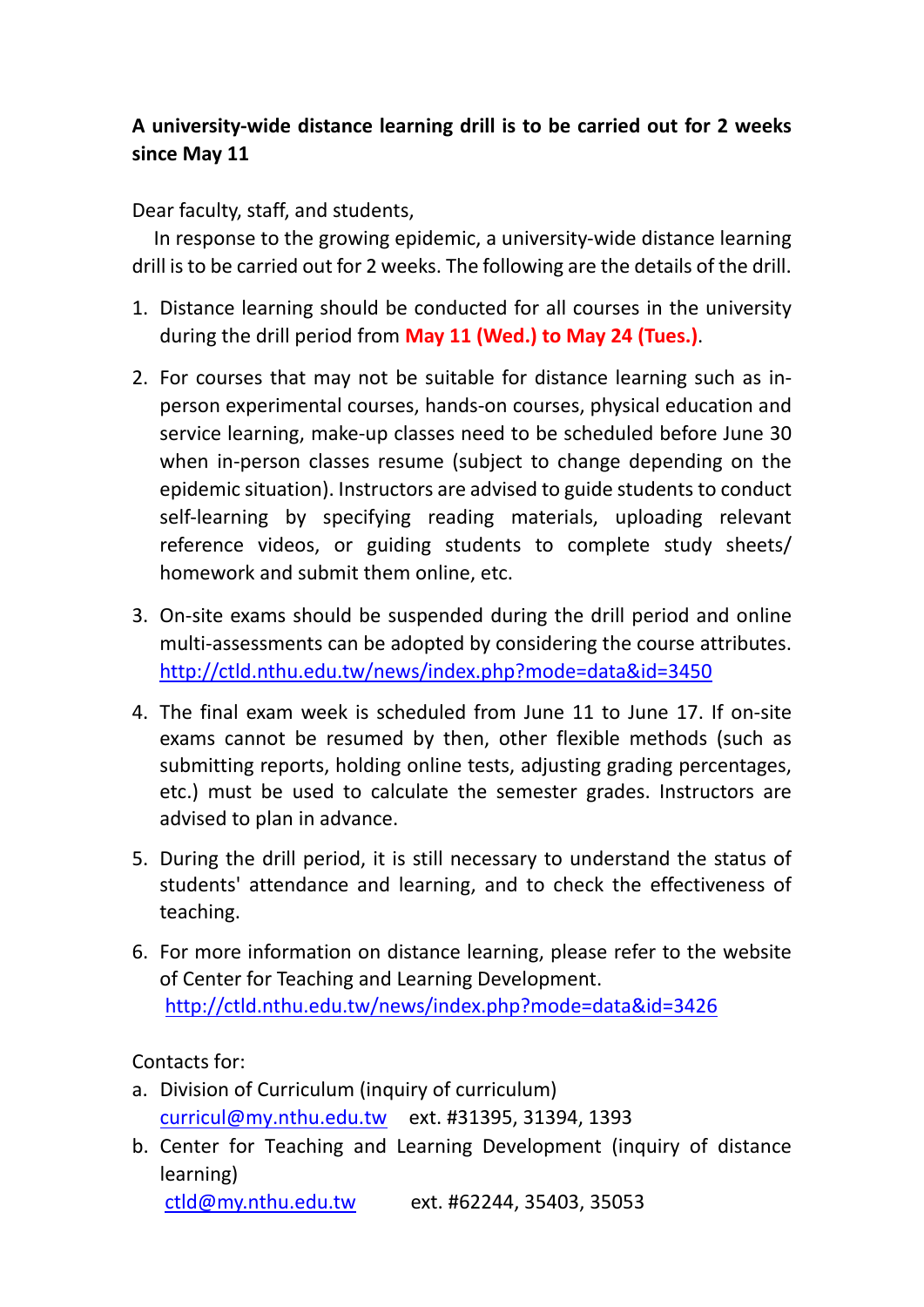**A university-wide distance learning drill is to be carried out for 2 weeks since May 11**

Dear faculty, staff, and students,

In response to the growing epidemic, a university-wide distance learning drill is to be carried out for 2 weeks. The following are the details of the drill.

1. Distance learning should be conducted for all courses in the university during the drill period from **May 11 (Wed.) to May 24 (Tues.)**.

2. For courses that may not be suitable for distance learning such as in-person experimental courses, hands-on courses, physical education and service learning, make-up classes need to be scheduled before June 30 when in-person classes resume (subject to change depending on the epidemic situation). Instructors are advised to guide students to conduct self-learning by specifying reading materials, uploading relevant reference videos, or guiding students to complete study sheets/ homework and submit them online, etc.

3. On-site exams should be suspended during the drill period and online multi-assessments can be adopted by considering the course attributes. http://ctld.nthu.edu.tw/news/index.php?mode=data&id=3450

4. The final exam week is scheduled from June 11 to June 17. If on-site exams cannot be resumed by then, other flexible methods (such as submitting reports, holding online tests, adjusting grading percentages, etc.) must be used to calculate the semester grades. Instructors are advised to plan in advance.

5. During the drill period, it is still necessary to understand the status of students' attendance and learning, and to check the effectiveness of teaching.

6. For more information on distance learning, please refer to the website of Center for Teaching and Learning Development.
   http://ctld.nthu.edu.tw/news/index.php?mode=data&id=3426

Contacts for:

a. Division of Curriculum (inquiry of curriculum)
   curricul@my.nthu.edu.tw ext. #31395, 31394, 1393
b. Center for Teaching and Learning Development (inquiry of distance learning)
   ctld@my.nthu.edu.tw ext. #62244, 35403, 35053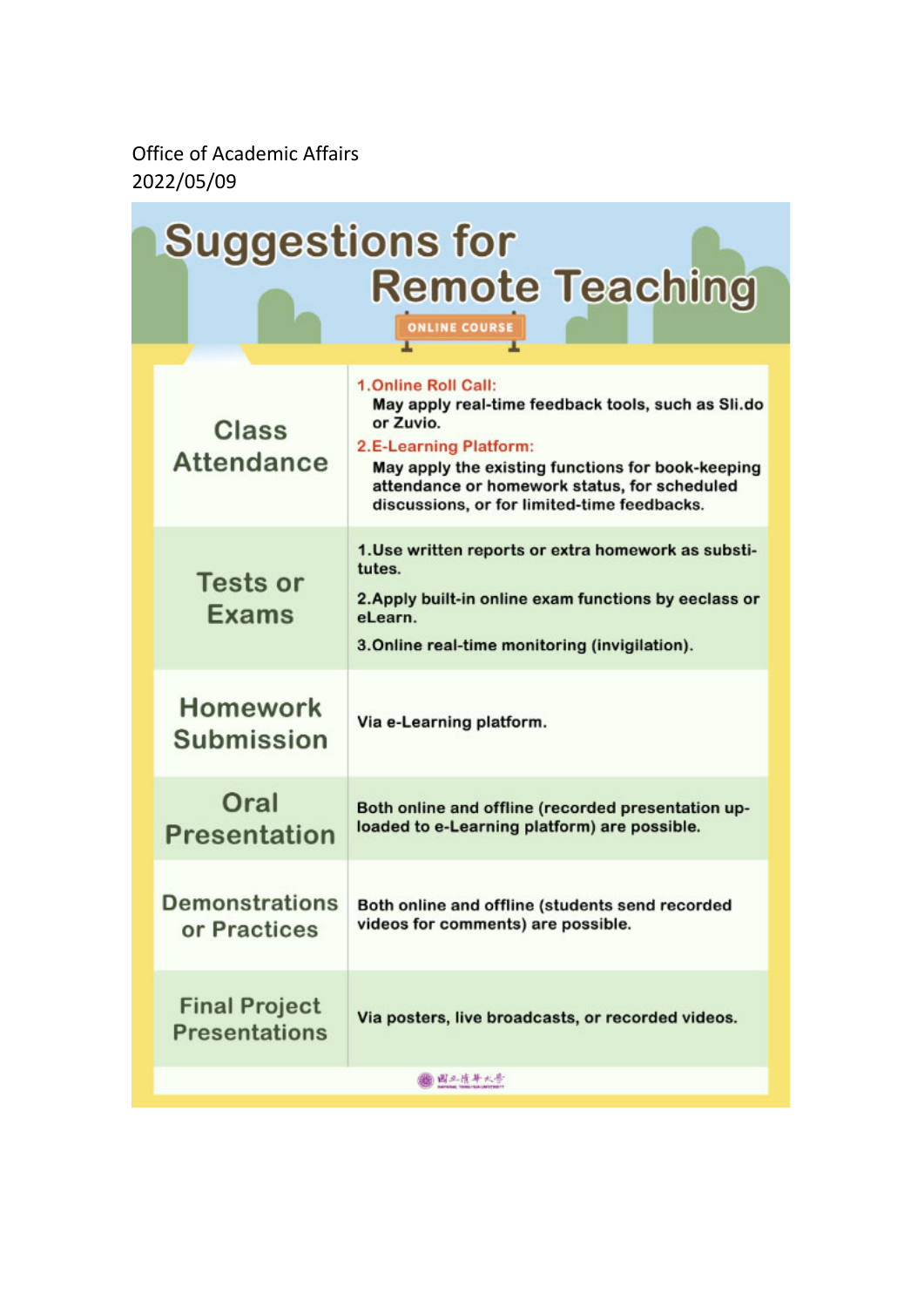Office of Academic Affairs
2022/05/09

# Suggestions for Remote Teaching

ONLINE COURSE

| | |
|---|---|
| **Class Attendance** | 1. Online Roll Call: May apply real-time feedback tools, such as Sli.do or Zuvio.<br>2. E-Learning Platform: May apply the existing functions for book-keeping attendance or homework status, for scheduled discussions, or for limited-time feedbacks. |
| **Tests or Exams** | 1. Use written reports or extra homework as substitutes.<br>2. Apply built-in online exam functions by eeclass or eLearn.<br>3. Online real-time monitoring (invigilation). |
| **Homework Submission** | Via e-Learning platform. |
| **Oral Presentation** | Both online and offline (recorded presentation uploaded to e-Learning platform) are possible. |
| **Demonstrations or Practices** | Both online and offline (students send recorded videos for comments) are possible. |
| **Final Project Presentations** | Via posters, live broadcasts, or recorded videos. |

國立清華大學